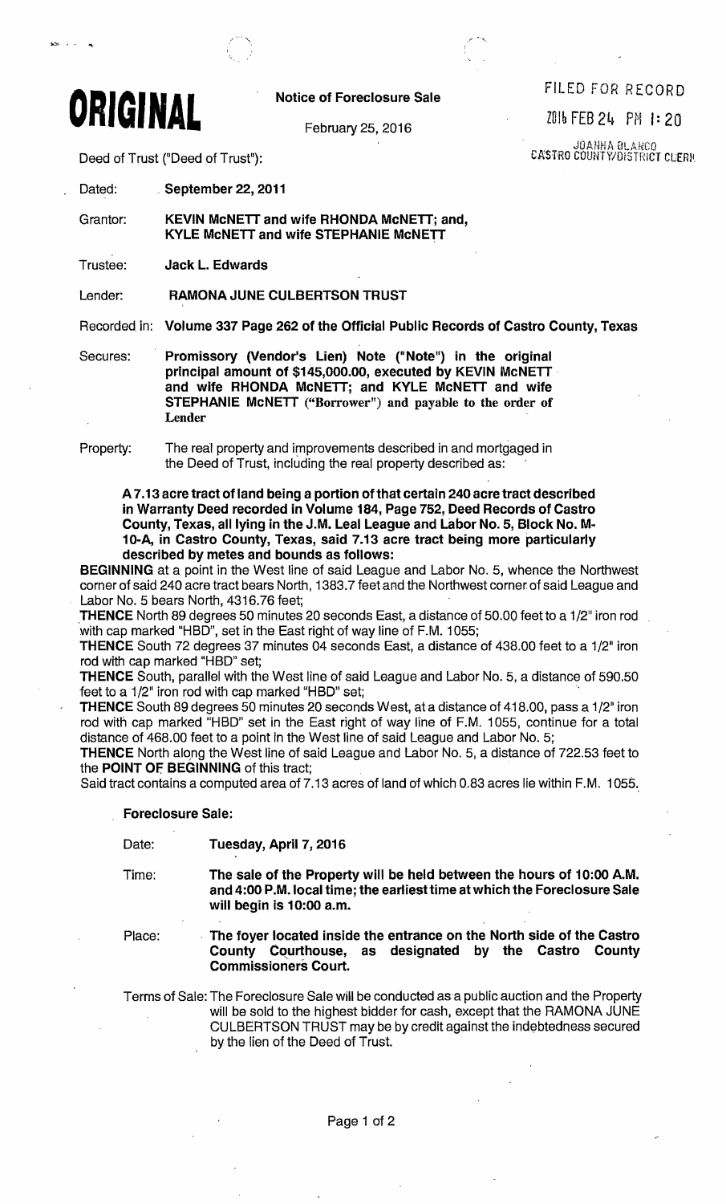**ORIGINAL**

**Notice of Foreclosure Sale**

February 25, 2016

FILED FOR RECORD

2016 FEB 24 PM 1:20

JOANNA BLANCO
CASTRO COUNTY/DISTRICT CLERK

Deed of Trust ("Deed of Trust"):

Dated: **September 22, 2011**

Grantor: **KEVIN McNETT and wife RHONDA McNETT; and, KYLE McNETT and wife STEPHANIE McNETT**

Trustee: **Jack L. Edwards**

Lender: **RAMONA JUNE CULBERTSON TRUST**

Recorded in: **Volume 337 Page 262 of the Official Public Records of Castro County, Texas**

Secures: **Promissory (Vendor's Lien) Note ("Note") in the original principal amount of $145,000.00, executed by KEVIN McNETT and wife RHONDA McNETT; and KYLE McNETT and wife STEPHANIE McNETT ("Borrower") and payable to the order of Lender**

Property: The real property and improvements described in and mortgaged in the Deed of Trust, including the real property described as:

**A 7.13 acre tract of land being a portion of that certain 240 acre tract described in Warranty Deed recorded in Volume 184, Page 752, Deed Records of Castro County, Texas, all lying in the J.M. Leal League and Labor No. 5, Block No. M-10-A, in Castro County, Texas, said 7.13 acre tract being more particularly described by metes and bounds as follows:**

**BEGINNING** at a point in the West line of said League and Labor No. 5, whence the Northwest corner of said 240 acre tract bears North, 1383.7 feet and the Northwest corner of said League and Labor No. 5 bears North, 4316.76 feet;

**THENCE** North 89 degrees 50 minutes 20 seconds East, a distance of 50.00 feet to a 1/2" iron rod with cap marked "HBD", set in the East right of way line of F.M. 1055;

**THENCE** South 72 degrees 37 minutes 04 seconds East, a distance of 438.00 feet to a 1/2" iron rod with cap marked "HBD" set;

**THENCE** South, parallel with the West line of said League and Labor No. 5, a distance of 590.50 feet to a 1/2" iron rod with cap marked "HBD" set;

**THENCE** South 89 degrees 50 minutes 20 seconds West, at a distance of 418.00, pass a 1/2" iron rod with cap marked "HBD" set in the East right of way line of F.M. 1055, continue for a total distance of 468.00 feet to a point in the West line of said League and Labor No. 5;

**THENCE** North along the West line of said League and Labor No. 5, a distance of 722.53 feet to the **POINT OF BEGINNING** of this tract;

Said tract contains a computed area of 7.13 acres of land of which 0.83 acres lie within F.M. 1055.

**Foreclosure Sale:**

Date: **Tuesday, April 7, 2016**

Time: **The sale of the Property will be held between the hours of 10:00 A.M. and 4:00 P.M. local time; the earliest time at which the Foreclosure Sale will begin is 10:00 a.m.**

Place: **The foyer located inside the entrance on the North side of the Castro County Courthouse, as designated by the Castro County Commissioners Court.**

Terms of Sale: The Foreclosure Sale will be conducted as a public auction and the Property will be sold to the highest bidder for cash, except that the RAMONA JUNE CULBERTSON TRUST may be by credit against the indebtedness secured by the lien of the Deed of Trust.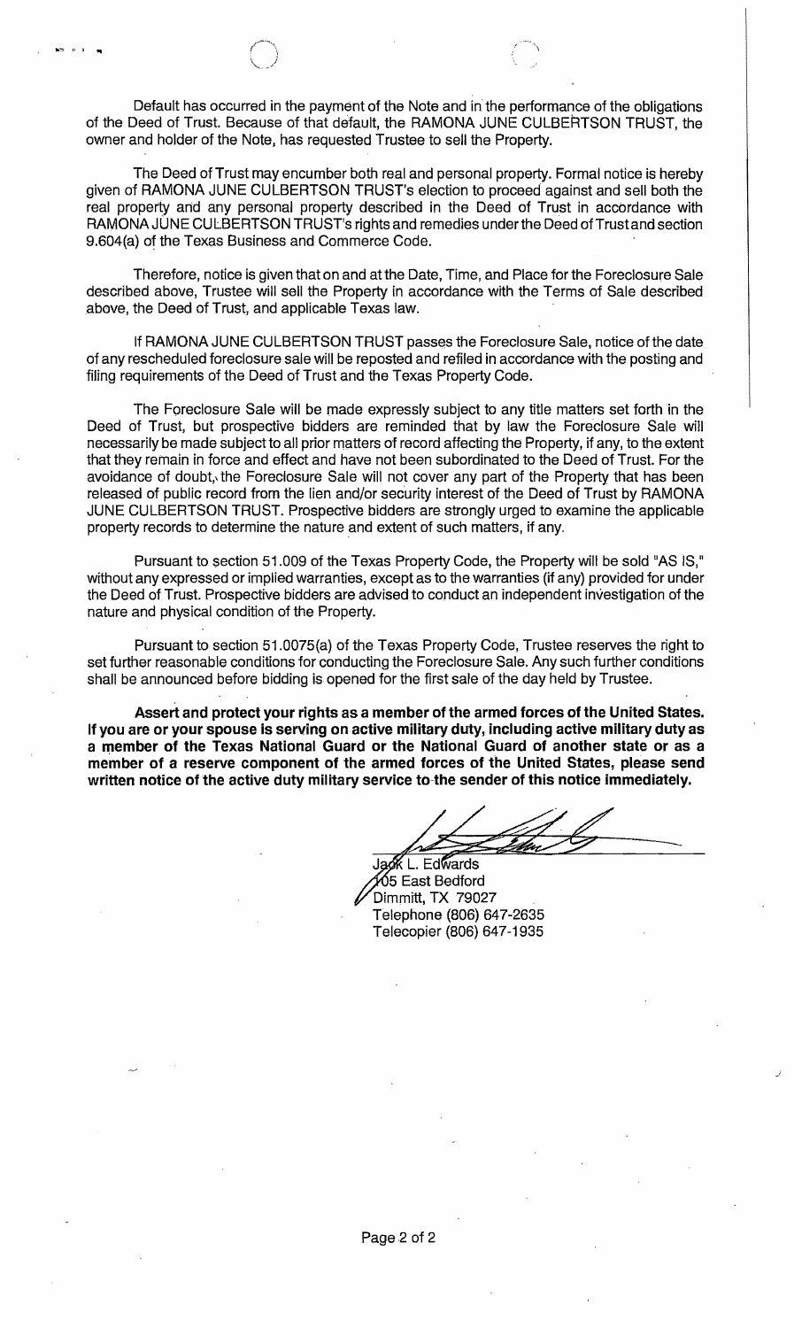Default has occurred in the payment of the Note and in the performance of the obligations of the Deed of Trust. Because of that default, the RAMONA JUNE CULBERTSON TRUST, the owner and holder of the Note, has requested Trustee to sell the Property.

The Deed of Trust may encumber both real and personal property. Formal notice is hereby given of RAMONA JUNE CULBERTSON TRUST's election to proceed against and sell both the real property and any personal property described in the Deed of Trust in accordance with RAMONA JUNE CULBERTSON TRUST's rights and remedies under the Deed of Trust and section 9.604(a) of the Texas Business and Commerce Code.

Therefore, notice is given that on and at the Date, Time, and Place for the Foreclosure Sale described above, Trustee will sell the Property in accordance with the Terms of Sale described above, the Deed of Trust, and applicable Texas law.

If RAMONA JUNE CULBERTSON TRUST passes the Foreclosure Sale, notice of the date of any rescheduled foreclosure sale will be reposted and refiled in accordance with the posting and filing requirements of the Deed of Trust and the Texas Property Code.

The Foreclosure Sale will be made expressly subject to any title matters set forth in the Deed of Trust, but prospective bidders are reminded that by law the Foreclosure Sale will necessarily be made subject to all prior matters of record affecting the Property, if any, to the extent that they remain in force and effect and have not been subordinated to the Deed of Trust. For the avoidance of doubt, the Foreclosure Sale will not cover any part of the Property that has been released of public record from the lien and/or security interest of the Deed of Trust by RAMONA JUNE CULBERTSON TRUST. Prospective bidders are strongly urged to examine the applicable property records to determine the nature and extent of such matters, if any.

Pursuant to section 51.009 of the Texas Property Code, the Property will be sold "AS IS," without any expressed or implied warranties, except as to the warranties (if any) provided for under the Deed of Trust. Prospective bidders are advised to conduct an independent investigation of the nature and physical condition of the Property.

Pursuant to section 51.0075(a) of the Texas Property Code, Trustee reserves the right to set further reasonable conditions for conducting the Foreclosure Sale. Any such further conditions shall be announced before bidding is opened for the first sale of the day held by Trustee.

**Assert and protect your rights as a member of the armed forces of the United States. If you are or your spouse is serving on active military duty, including active military duty as a member of the Texas National Guard or the National Guard of another state or as a member of a reserve component of the armed forces of the United States, please send written notice of the active duty military service to the sender of this notice immediately.**

Jack L. Edwards
105 East Bedford
Dimmitt, TX 79027
Telephone (806) 647-2635
Telecopier (806) 647-1935